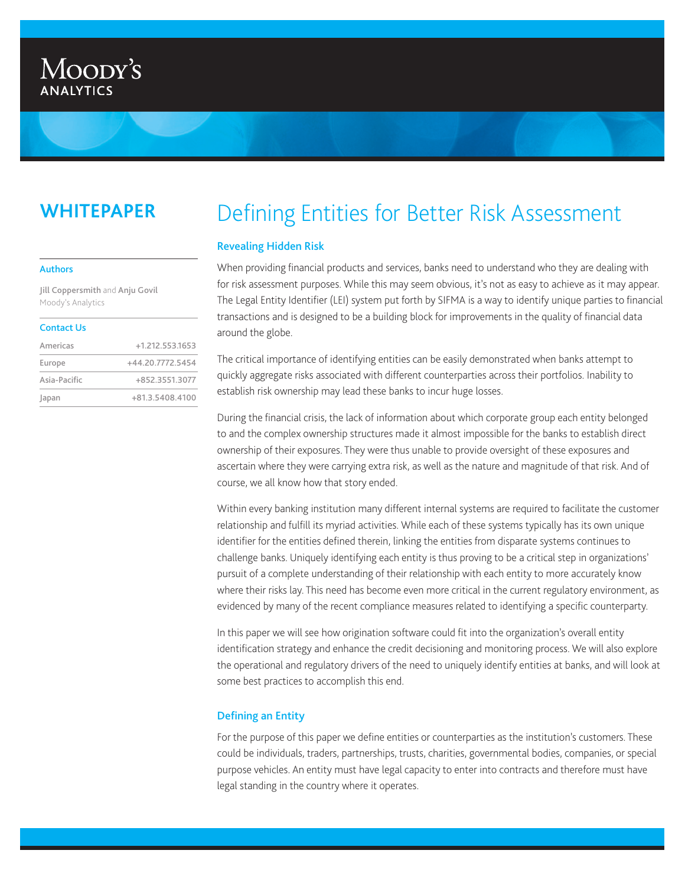Moody's Analytics

**WHITEPAPER**

# Defining Entities for Better Risk Assessment

**Authors**

Jill Coppersmith and Anju Govil
Moody's Analytics

**Contact Us**

| Americas | +1.212.553.1653 |
|---|---|
| Europe | +44.20.7772.5454 |
| Asia-Pacific | +852.3551.3077 |
| Japan | +81.3.5408.4100 |

## Revealing Hidden Risk

When providing financial products and services, banks need to understand who they are dealing with for risk assessment purposes. While this may seem obvious, it's not as easy to achieve as it may appear. The Legal Entity Identifier (LEI) system put forth by SIFMA is a way to identify unique parties to financial transactions and is designed to be a building block for improvements in the quality of financial data around the globe.

The critical importance of identifying entities can be easily demonstrated when banks attempt to quickly aggregate risks associated with different counterparties across their portfolios. Inability to establish risk ownership may lead these banks to incur huge losses.

During the financial crisis, the lack of information about which corporate group each entity belonged to and the complex ownership structures made it almost impossible for the banks to establish direct ownership of their exposures. They were thus unable to provide oversight of these exposures and ascertain where they were carrying extra risk, as well as the nature and magnitude of that risk. And of course, we all know how that story ended.

Within every banking institution many different internal systems are required to facilitate the customer relationship and fulfill its myriad activities. While each of these systems typically has its own unique identifier for the entities defined therein, linking the entities from disparate systems continues to challenge banks. Uniquely identifying each entity is thus proving to be a critical step in organizations' pursuit of a complete understanding of their relationship with each entity to more accurately know where their risks lay. This need has become even more critical in the current regulatory environment, as evidenced by many of the recent compliance measures related to identifying a specific counterparty.

In this paper we will see how origination software could fit into the organization's overall entity identification strategy and enhance the credit decisioning and monitoring process. We will also explore the operational and regulatory drivers of the need to uniquely identify entities at banks, and will look at some best practices to accomplish this end.

## Defining an Entity

For the purpose of this paper we define entities or counterparties as the institution's customers. These could be individuals, traders, partnerships, trusts, charities, governmental bodies, companies, or special purpose vehicles. An entity must have legal capacity to enter into contracts and therefore must have legal standing in the country where it operates.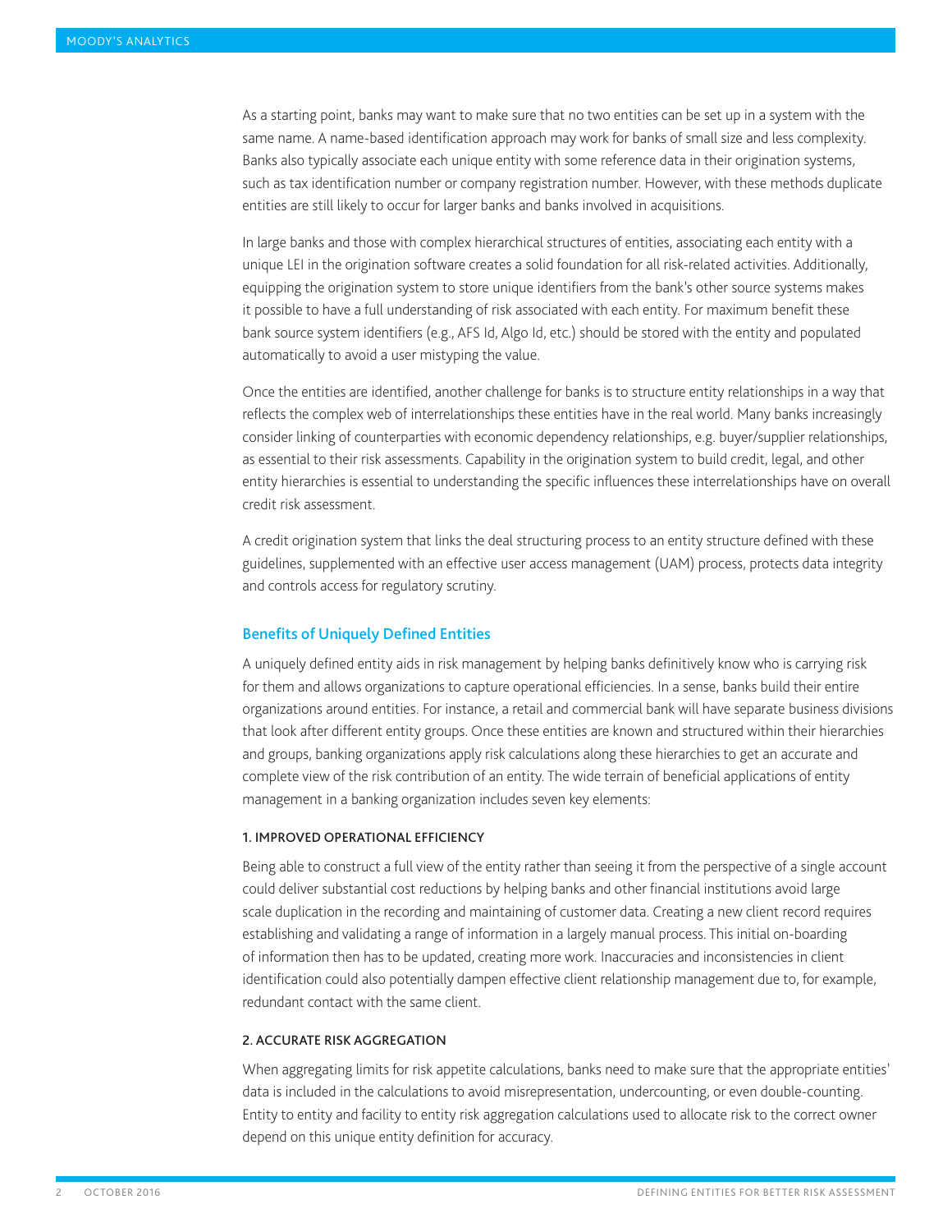As a starting point, banks may want to make sure that no two entities can be set up in a system with the same name. A name-based identification approach may work for banks of small size and less complexity. Banks also typically associate each unique entity with some reference data in their origination systems, such as tax identification number or company registration number. However, with these methods duplicate entities are still likely to occur for larger banks and banks involved in acquisitions.

In large banks and those with complex hierarchical structures of entities, associating each entity with a unique LEI in the origination software creates a solid foundation for all risk-related activities. Additionally, equipping the origination system to store unique identifiers from the bank's other source systems makes it possible to have a full understanding of risk associated with each entity. For maximum benefit these bank source system identifiers (e.g., AFS Id, Algo Id, etc.) should be stored with the entity and populated automatically to avoid a user mistyping the value.

Once the entities are identified, another challenge for banks is to structure entity relationships in a way that reflects the complex web of interrelationships these entities have in the real world. Many banks increasingly consider linking of counterparties with economic dependency relationships, e.g. buyer/supplier relationships, as essential to their risk assessments. Capability in the origination system to build credit, legal, and other entity hierarchies is essential to understanding the specific influences these interrelationships have on overall credit risk assessment.

A credit origination system that links the deal structuring process to an entity structure defined with these guidelines, supplemented with an effective user access management (UAM) process, protects data integrity and controls access for regulatory scrutiny.

## Benefits of Uniquely Defined Entities

A uniquely defined entity aids in risk management by helping banks definitively know who is carrying risk for them and allows organizations to capture operational efficiencies. In a sense, banks build their entire organizations around entities. For instance, a retail and commercial bank will have separate business divisions that look after different entity groups. Once these entities are known and structured within their hierarchies and groups, banking organizations apply risk calculations along these hierarchies to get an accurate and complete view of the risk contribution of an entity. The wide terrain of beneficial applications of entity management in a banking organization includes seven key elements:

### 1. IMPROVED OPERATIONAL EFFICIENCY

Being able to construct a full view of the entity rather than seeing it from the perspective of a single account could deliver substantial cost reductions by helping banks and other financial institutions avoid large scale duplication in the recording and maintaining of customer data. Creating a new client record requires establishing and validating a range of information in a largely manual process. This initial on-boarding of information then has to be updated, creating more work. Inaccuracies and inconsistencies in client identification could also potentially dampen effective client relationship management due to, for example, redundant contact with the same client.

### 2. ACCURATE RISK AGGREGATION

When aggregating limits for risk appetite calculations, banks need to make sure that the appropriate entities' data is included in the calculations to avoid misrepresentation, undercounting, or even double-counting. Entity to entity and facility to entity risk aggregation calculations used to allocate risk to the correct owner depend on this unique entity definition for accuracy.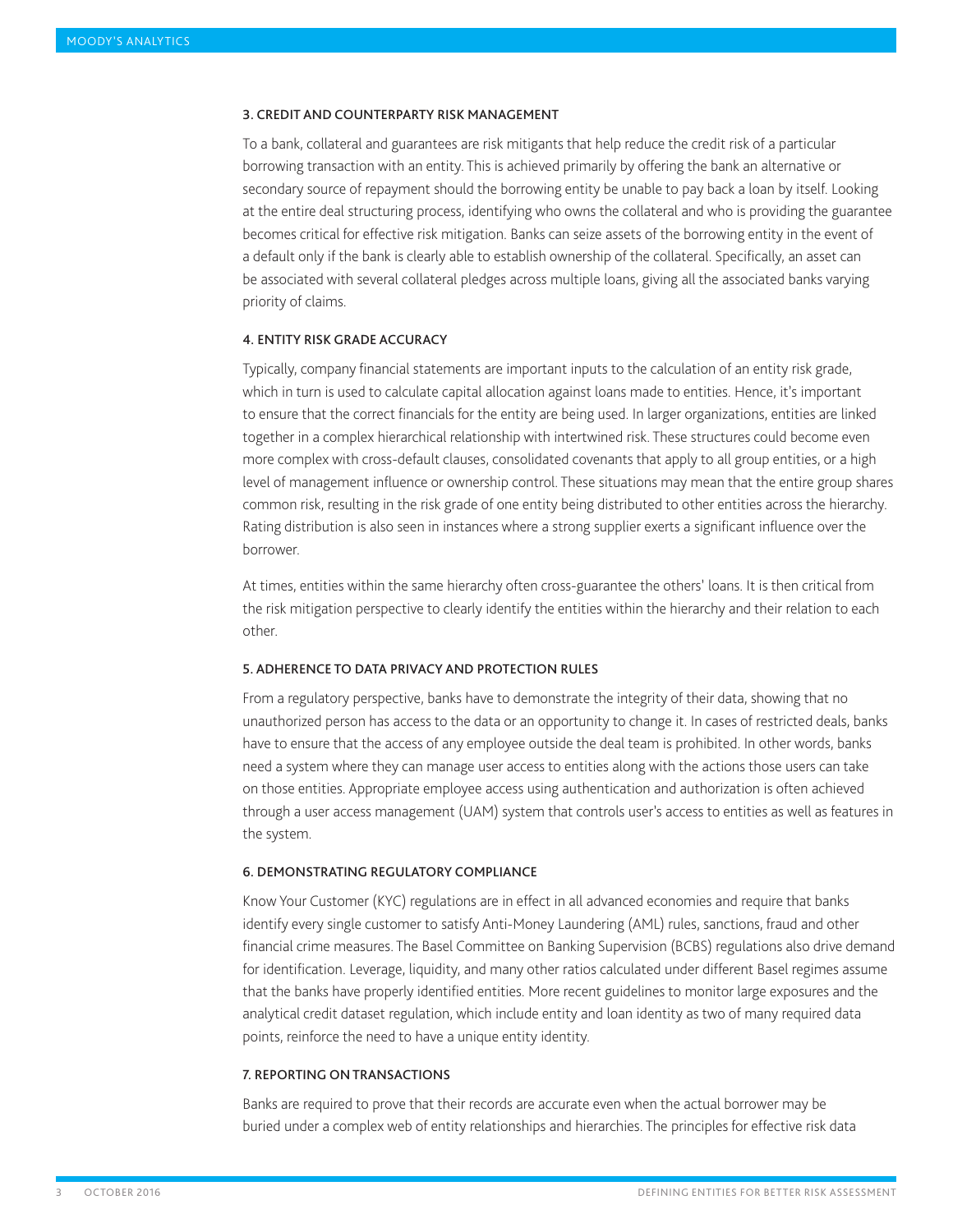### 3. CREDIT AND COUNTERPARTY RISK MANAGEMENT

To a bank, collateral and guarantees are risk mitigants that help reduce the credit risk of a particular borrowing transaction with an entity. This is achieved primarily by offering the bank an alternative or secondary source of repayment should the borrowing entity be unable to pay back a loan by itself. Looking at the entire deal structuring process, identifying who owns the collateral and who is providing the guarantee becomes critical for effective risk mitigation. Banks can seize assets of the borrowing entity in the event of a default only if the bank is clearly able to establish ownership of the collateral. Specifically, an asset can be associated with several collateral pledges across multiple loans, giving all the associated banks varying priority of claims.

### 4. ENTITY RISK GRADE ACCURACY

Typically, company financial statements are important inputs to the calculation of an entity risk grade, which in turn is used to calculate capital allocation against loans made to entities. Hence, it's important to ensure that the correct financials for the entity are being used. In larger organizations, entities are linked together in a complex hierarchical relationship with intertwined risk. These structures could become even more complex with cross-default clauses, consolidated covenants that apply to all group entities, or a high level of management influence or ownership control. These situations may mean that the entire group shares common risk, resulting in the risk grade of one entity being distributed to other entities across the hierarchy. Rating distribution is also seen in instances where a strong supplier exerts a significant influence over the borrower.

At times, entities within the same hierarchy often cross-guarantee the others' loans. It is then critical from the risk mitigation perspective to clearly identify the entities within the hierarchy and their relation to each other.

### 5. ADHERENCE TO DATA PRIVACY AND PROTECTION RULES

From a regulatory perspective, banks have to demonstrate the integrity of their data, showing that no unauthorized person has access to the data or an opportunity to change it. In cases of restricted deals, banks have to ensure that the access of any employee outside the deal team is prohibited. In other words, banks need a system where they can manage user access to entities along with the actions those users can take on those entities. Appropriate employee access using authentication and authorization is often achieved through a user access management (UAM) system that controls user's access to entities as well as features in the system.

### 6. DEMONSTRATING REGULATORY COMPLIANCE

Know Your Customer (KYC) regulations are in effect in all advanced economies and require that banks identify every single customer to satisfy Anti-Money Laundering (AML) rules, sanctions, fraud and other financial crime measures. The Basel Committee on Banking Supervision (BCBS) regulations also drive demand for identification. Leverage, liquidity, and many other ratios calculated under different Basel regimes assume that the banks have properly identified entities. More recent guidelines to monitor large exposures and the analytical credit dataset regulation, which include entity and loan identity as two of many required data points, reinforce the need to have a unique entity identity.

### 7. REPORTING ON TRANSACTIONS

Banks are required to prove that their records are accurate even when the actual borrower may be buried under a complex web of entity relationships and hierarchies. The principles for effective risk data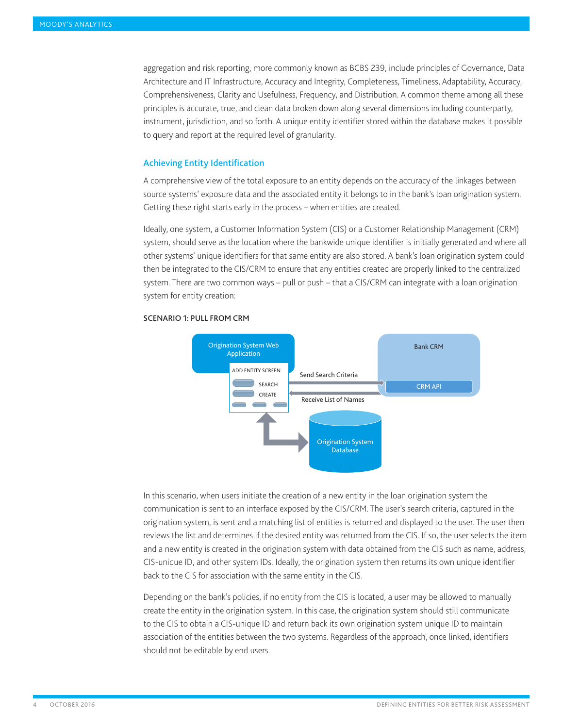aggregation and risk reporting, more commonly known as BCBS 239, include principles of Governance, Data Architecture and IT Infrastructure, Accuracy and Integrity, Completeness, Timeliness, Adaptability, Accuracy, Comprehensiveness, Clarity and Usefulness, Frequency, and Distribution. A common theme among all these principles is accurate, true, and clean data broken down along several dimensions including counterparty, instrument, jurisdiction, and so forth. A unique entity identifier stored within the database makes it possible to query and report at the required level of granularity.

## Achieving Entity Identification

A comprehensive view of the total exposure to an entity depends on the accuracy of the linkages between source systems' exposure data and the associated entity it belongs to in the bank's loan origination system. Getting these right starts early in the process – when entities are created.

Ideally, one system, a Customer Information System (CIS) or a Customer Relationship Management (CRM) system, should serve as the location where the bankwide unique identifier is initially generated and where all other systems' unique identifiers for that same entity are also stored. A bank's loan origination system could then be integrated to the CIS/CRM to ensure that any entities created are properly linked to the centralized system. There are two common ways – pull or push – that a CIS/CRM can integrate with a loan origination system for entity creation:

**SCENARIO 1: PULL FROM CRM**

Origination System Web Application

ADD ENTITY SCREEN

SEARCH

CREATE

Send Search Criteria

Receive List of Names

Bank CRM

CRM API

Origination System Database

In this scenario, when users initiate the creation of a new entity in the loan origination system the communication is sent to an interface exposed by the CIS/CRM. The user's search criteria, captured in the origination system, is sent and a matching list of entities is returned and displayed to the user. The user then reviews the list and determines if the desired entity was returned from the CIS. If so, the user selects the item and a new entity is created in the origination system with data obtained from the CIS such as name, address, CIS-unique ID, and other system IDs. Ideally, the origination system then returns its own unique identifier back to the CIS for association with the same entity in the CIS.

Depending on the bank's policies, if no entity from the CIS is located, a user may be allowed to manually create the entity in the origination system. In this case, the origination system should still communicate to the CIS to obtain a CIS-unique ID and return back its own origination system unique ID to maintain association of the entities between the two systems. Regardless of the approach, once linked, identifiers should not be editable by end users.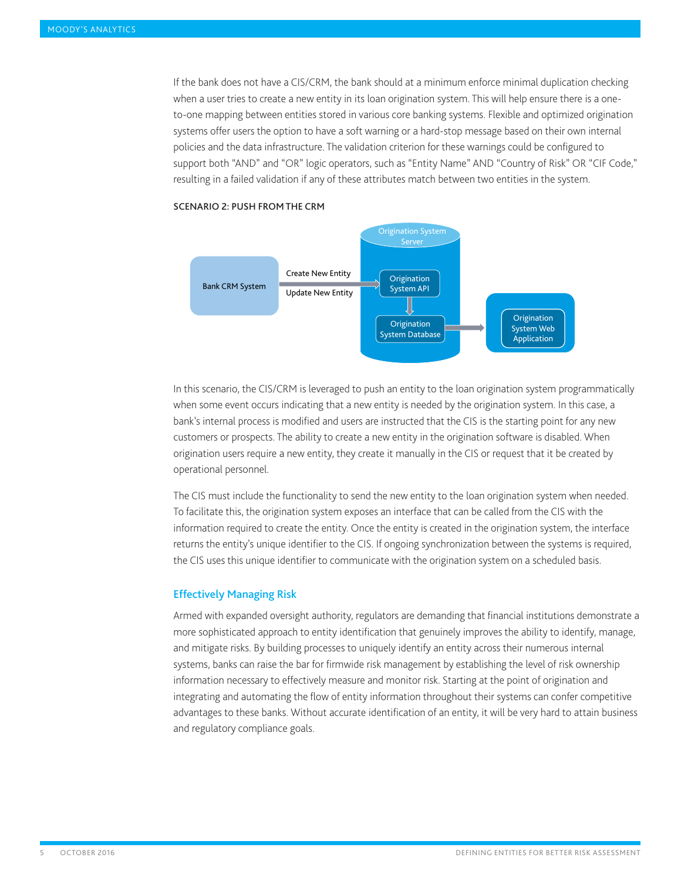If the bank does not have a CIS/CRM, the bank should at a minimum enforce minimal duplication checking when a user tries to create a new entity in its loan origination system. This will help ensure there is a one-to-one mapping between entities stored in various core banking systems. Flexible and optimized origination systems offer users the option to have a soft warning or a hard-stop message based on their own internal policies and the data infrastructure. The validation criterion for these warnings could be configured to support both "AND" and "OR" logic operators, such as "Entity Name" AND "Country of Risk" OR "CIF Code," resulting in a failed validation if any of these attributes match between two entities in the system.

**SCENARIO 2: PUSH FROM THE CRM**

Bank CRM System — Create New Entity / Update New Entity → Origination System Server (Origination System API → Origination System Database) → Origination System Web Application

In this scenario, the CIS/CRM is leveraged to push an entity to the loan origination system programmatically when some event occurs indicating that a new entity is needed by the origination system. In this case, a bank's internal process is modified and users are instructed that the CIS is the starting point for any new customers or prospects. The ability to create a new entity in the origination software is disabled. When origination users require a new entity, they create it manually in the CIS or request that it be created by operational personnel.

The CIS must include the functionality to send the new entity to the loan origination system when needed. To facilitate this, the origination system exposes an interface that can be called from the CIS with the information required to create the entity. Once the entity is created in the origination system, the interface returns the entity's unique identifier to the CIS. If ongoing synchronization between the systems is required, the CIS uses this unique identifier to communicate with the origination system on a scheduled basis.

## Effectively Managing Risk

Armed with expanded oversight authority, regulators are demanding that financial institutions demonstrate a more sophisticated approach to entity identification that genuinely improves the ability to identify, manage, and mitigate risks. By building processes to uniquely identify an entity across their numerous internal systems, banks can raise the bar for firmwide risk management by establishing the level of risk ownership information necessary to effectively measure and monitor risk. Starting at the point of origination and integrating and automating the flow of entity information throughout their systems can confer competitive advantages to these banks. Without accurate identification of an entity, it will be very hard to attain business and regulatory compliance goals.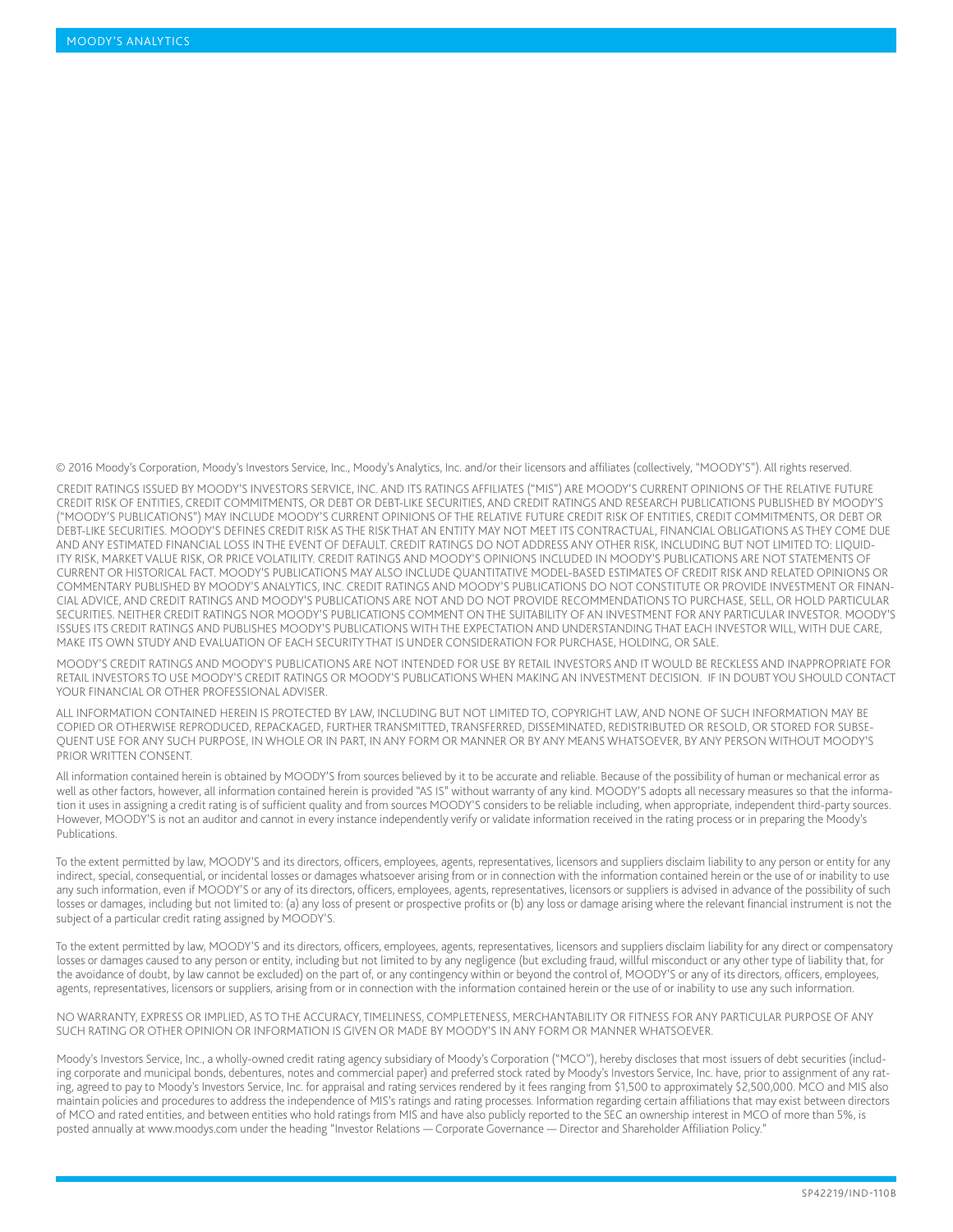© 2016 Moody's Corporation, Moody's Investors Service, Inc., Moody's Analytics, Inc. and/or their licensors and affiliates (collectively, "MOODY'S"). All rights reserved.

CREDIT RATINGS ISSUED BY MOODY'S INVESTORS SERVICE, INC. AND ITS RATINGS AFFILIATES ("MIS") ARE MOODY'S CURRENT OPINIONS OF THE RELATIVE FUTURE CREDIT RISK OF ENTITIES, CREDIT COMMITMENTS, OR DEBT OR DEBT-LIKE SECURITIES, AND CREDIT RATINGS AND RESEARCH PUBLICATIONS PUBLISHED BY MOODY'S ("MOODY'S PUBLICATIONS") MAY INCLUDE MOODY'S CURRENT OPINIONS OF THE RELATIVE FUTURE CREDIT RISK OF ENTITIES, CREDIT COMMITMENTS, OR DEBT OR DEBT-LIKE SECURITIES. MOODY'S DEFINES CREDIT RISK AS THE RISK THAT AN ENTITY MAY NOT MEET ITS CONTRACTUAL, FINANCIAL OBLIGATIONS AS THEY COME DUE AND ANY ESTIMATED FINANCIAL LOSS IN THE EVENT OF DEFAULT. CREDIT RATINGS DO NOT ADDRESS ANY OTHER RISK, INCLUDING BUT NOT LIMITED TO: LIQUIDITY RISK, MARKET VALUE RISK, OR PRICE VOLATILITY. CREDIT RATINGS AND MOODY'S OPINIONS INCLUDED IN MOODY'S PUBLICATIONS ARE NOT STATEMENTS OF CURRENT OR HISTORICAL FACT. MOODY'S PUBLICATIONS MAY ALSO INCLUDE QUANTITATIVE MODEL-BASED ESTIMATES OF CREDIT RISK AND RELATED OPINIONS OR COMMENTARY PUBLISHED BY MOODY'S ANALYTICS, INC. CREDIT RATINGS AND MOODY'S PUBLICATIONS DO NOT CONSTITUTE OR PROVIDE INVESTMENT OR FINANCIAL ADVICE, AND CREDIT RATINGS AND MOODY'S PUBLICATIONS ARE NOT AND DO NOT PROVIDE RECOMMENDATIONS TO PURCHASE, SELL, OR HOLD PARTICULAR SECURITIES. NEITHER CREDIT RATINGS NOR MOODY'S PUBLICATIONS COMMENT ON THE SUITABILITY OF AN INVESTMENT FOR ANY PARTICULAR INVESTOR. MOODY'S ISSUES ITS CREDIT RATINGS AND PUBLISHES MOODY'S PUBLICATIONS WITH THE EXPECTATION AND UNDERSTANDING THAT EACH INVESTOR WILL, WITH DUE CARE, MAKE ITS OWN STUDY AND EVALUATION OF EACH SECURITY THAT IS UNDER CONSIDERATION FOR PURCHASE, HOLDING, OR SALE.

MOODY'S CREDIT RATINGS AND MOODY'S PUBLICATIONS ARE NOT INTENDED FOR USE BY RETAIL INVESTORS AND IT WOULD BE RECKLESS AND INAPPROPRIATE FOR RETAIL INVESTORS TO USE MOODY'S CREDIT RATINGS OR MOODY'S PUBLICATIONS WHEN MAKING AN INVESTMENT DECISION. IF IN DOUBT YOU SHOULD CONTACT YOUR FINANCIAL OR OTHER PROFESSIONAL ADVISER.

ALL INFORMATION CONTAINED HEREIN IS PROTECTED BY LAW, INCLUDING BUT NOT LIMITED TO, COPYRIGHT LAW, AND NONE OF SUCH INFORMATION MAY BE COPIED OR OTHERWISE REPRODUCED, REPACKAGED, FURTHER TRANSMITTED, TRANSFERRED, DISSEMINATED, REDISTRIBUTED OR RESOLD, OR STORED FOR SUBSEQUENT USE FOR ANY SUCH PURPOSE, IN WHOLE OR IN PART, IN ANY FORM OR MANNER OR BY ANY MEANS WHATSOEVER, BY ANY PERSON WITHOUT MOODY'S PRIOR WRITTEN CONSENT.

All information contained herein is obtained by MOODY'S from sources believed by it to be accurate and reliable. Because of the possibility of human or mechanical error as well as other factors, however, all information contained herein is provided "AS IS" without warranty of any kind. MOODY'S adopts all necessary measures so that the information it uses in assigning a credit rating is of sufficient quality and from sources MOODY'S considers to be reliable including, when appropriate, independent third-party sources. However, MOODY'S is not an auditor and cannot in every instance independently verify or validate information received in the rating process or in preparing the Moody's Publications.

To the extent permitted by law, MOODY'S and its directors, officers, employees, agents, representatives, licensors and suppliers disclaim liability to any person or entity for any indirect, special, consequential, or incidental losses or damages whatsoever arising from or in connection with the information contained herein or the use of or inability to use any such information, even if MOODY'S or any of its directors, officers, employees, agents, representatives, licensors or suppliers is advised in advance of the possibility of such losses or damages, including but not limited to: (a) any loss of present or prospective profits or (b) any loss or damage arising where the relevant financial instrument is not the subject of a particular credit rating assigned by MOODY'S.

To the extent permitted by law, MOODY'S and its directors, officers, employees, agents, representatives, licensors and suppliers disclaim liability for any direct or compensatory losses or damages caused to any person or entity, including but not limited to by any negligence (but excluding fraud, willful misconduct or any other type of liability that, for the avoidance of doubt, by law cannot be excluded) on the part of, or any contingency within or beyond the control of, MOODY'S or any of its directors, officers, employees, agents, representatives, licensors or suppliers, arising from or in connection with the information contained herein or the use of or inability to use any such information.

NO WARRANTY, EXPRESS OR IMPLIED, AS TO THE ACCURACY, TIMELINESS, COMPLETENESS, MERCHANTABILITY OR FITNESS FOR ANY PARTICULAR PURPOSE OF ANY SUCH RATING OR OTHER OPINION OR INFORMATION IS GIVEN OR MADE BY MOODY'S IN ANY FORM OR MANNER WHATSOEVER.

Moody's Investors Service, Inc., a wholly-owned credit rating agency subsidiary of Moody's Corporation ("MCO"), hereby discloses that most issuers of debt securities (including corporate and municipal bonds, debentures, notes and commercial paper) and preferred stock rated by Moody's Investors Service, Inc. have, prior to assignment of any rating, agreed to pay to Moody's Investors Service, Inc. for appraisal and rating services rendered by it fees ranging from $1,500 to approximately $2,500,000. MCO and MIS also maintain policies and procedures to address the independence of MIS's ratings and rating processes. Information regarding certain affiliations that may exist between directors of MCO and rated entities, and between entities who hold ratings from MIS and have also publicly reported to the SEC an ownership interest in MCO of more than 5%, is posted annually at www.moodys.com under the heading "Investor Relations — Corporate Governance — Director and Shareholder Affiliation Policy."

SP42219/IND-110B